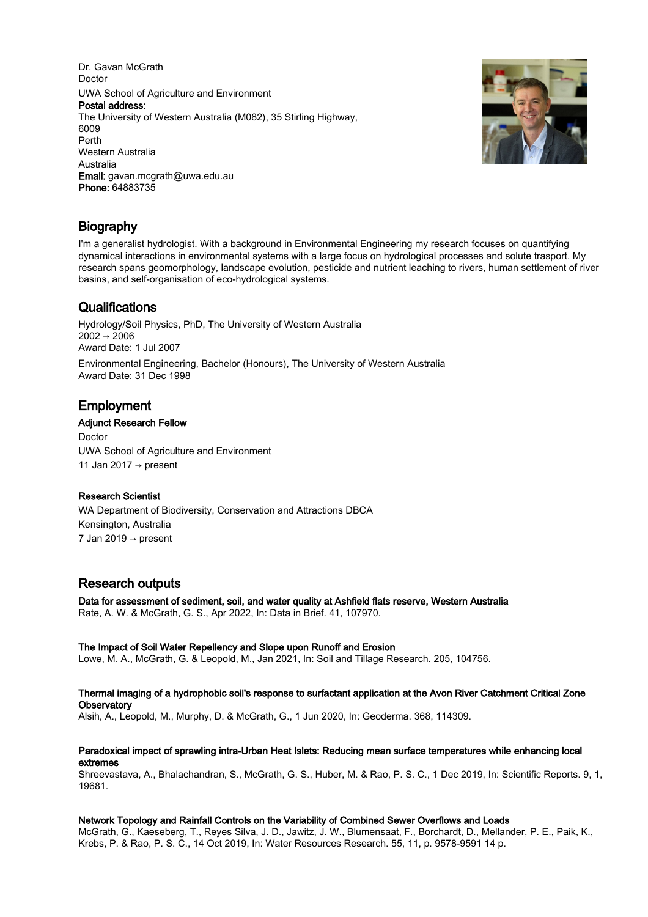Dr. Gavan McGrath
Doctor
UWA School of Agriculture and Environment
**Postal address:**
The University of Western Australia (M082), 35 Stirling Highway,
6009
Perth
Western Australia
Australia
**Email:** gavan.mcgrath@uwa.edu.au
**Phone:** 64883735

## Biography

I'm a generalist hydrologist. With a background in Environmental Engineering my research focuses on quantifying dynamical interactions in environmental systems with a large focus on hydrological processes and solute trasport. My research spans geomorphology, landscape evolution, pesticide and nutrient leaching to rivers, human settlement of river basins, and self-organisation of eco-hydrological systems.

## Qualifications

Hydrology/Soil Physics, PhD, The University of Western Australia
2002 → 2006
Award Date: 1 Jul 2007

Environmental Engineering, Bachelor (Honours), The University of Western Australia
Award Date: 31 Dec 1998

## Employment

**Adjunct Research Fellow**
Doctor
UWA School of Agriculture and Environment
11 Jan 2017 → present

**Research Scientist**
WA Department of Biodiversity, Conservation and Attractions DBCA
Kensington, Australia
7 Jan 2019 → present

## Research outputs

**Data for assessment of sediment, soil, and water quality at Ashfield flats reserve, Western Australia**
Rate, A. W. & McGrath, G. S., Apr 2022, In: Data in Brief. 41, 107970.

**The Impact of Soil Water Repellency and Slope upon Runoff and Erosion**
Lowe, M. A., McGrath, G. & Leopold, M., Jan 2021, In: Soil and Tillage Research. 205, 104756.

**Thermal imaging of a hydrophobic soil's response to surfactant application at the Avon River Catchment Critical Zone Observatory**
Alsih, A., Leopold, M., Murphy, D. & McGrath, G., 1 Jun 2020, In: Geoderma. 368, 114309.

**Paradoxical impact of sprawling intra-Urban Heat Islets: Reducing mean surface temperatures while enhancing local extremes**
Shreevastava, A., Bhalachandran, S., McGrath, G. S., Huber, M. & Rao, P. S. C., 1 Dec 2019, In: Scientific Reports. 9, 1, 19681.

**Network Topology and Rainfall Controls on the Variability of Combined Sewer Overflows and Loads**
McGrath, G., Kaeseberg, T., Reyes Silva, J. D., Jawitz, J. W., Blumensaat, F., Borchardt, D., Mellander, P. E., Paik, K., Krebs, P. & Rao, P. S. C., 14 Oct 2019, In: Water Resources Research. 55, 11, p. 9578-9591 14 p.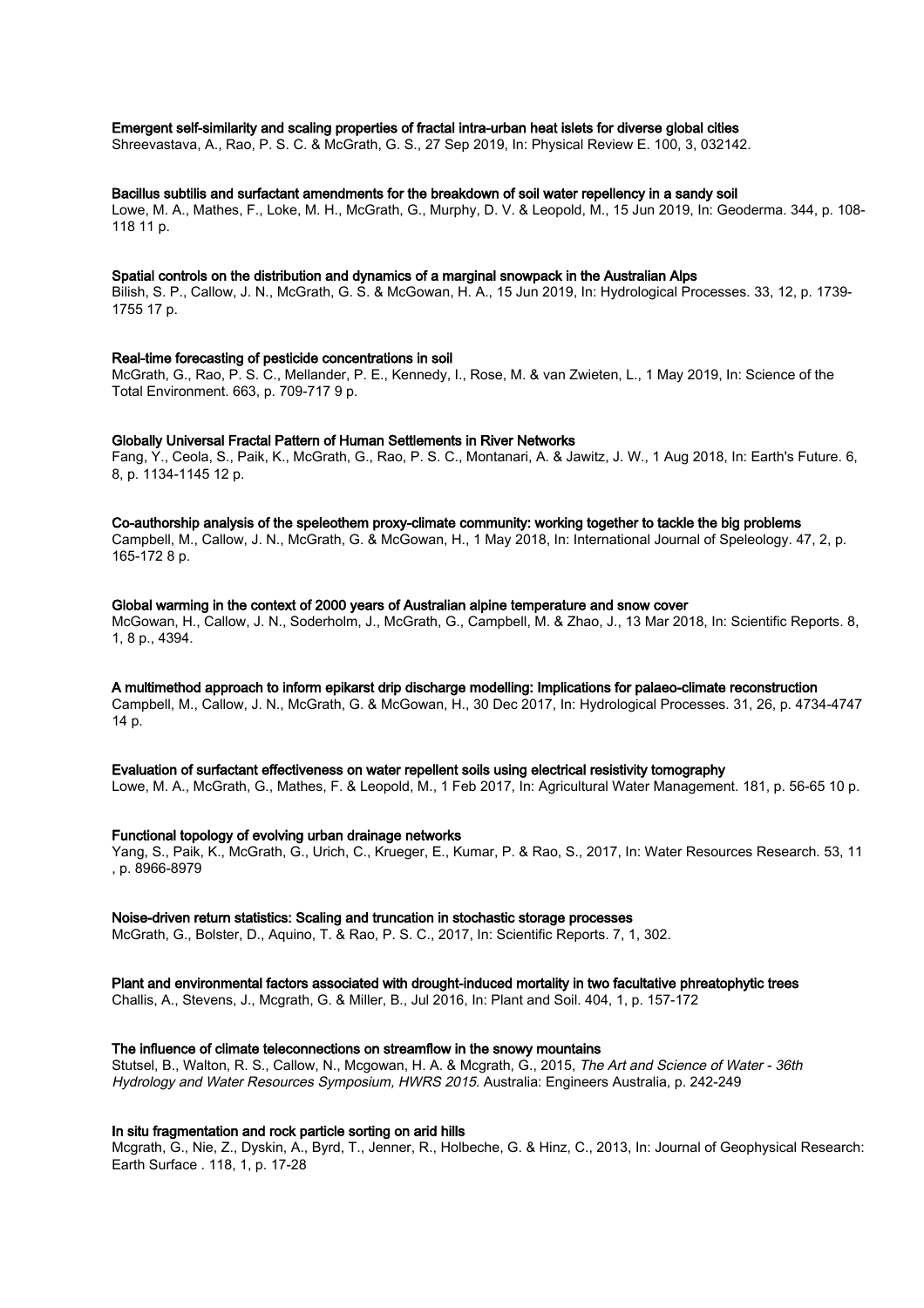**Emergent self-similarity and scaling properties of fractal intra-urban heat islets for diverse global cities**

Shreevastava, A., Rao, P. S. C. & McGrath, G. S., 27 Sep 2019, In: Physical Review E. 100, 3, 032142.

**Bacillus subtilis and surfactant amendments for the breakdown of soil water repellency in a sandy soil**

Lowe, M. A., Mathes, F., Loke, M. H., McGrath, G., Murphy, D. V. & Leopold, M., 15 Jun 2019, In: Geoderma. 344, p. 108-118 11 p.

**Spatial controls on the distribution and dynamics of a marginal snowpack in the Australian Alps**

Bilish, S. P., Callow, J. N., McGrath, G. S. & McGowan, H. A., 15 Jun 2019, In: Hydrological Processes. 33, 12, p. 1739-1755 17 p.

**Real-time forecasting of pesticide concentrations in soil**

McGrath, G., Rao, P. S. C., Mellander, P. E., Kennedy, I., Rose, M. & van Zwieten, L., 1 May 2019, In: Science of the Total Environment. 663, p. 709-717 9 p.

**Globally Universal Fractal Pattern of Human Settlements in River Networks**

Fang, Y., Ceola, S., Paik, K., McGrath, G., Rao, P. S. C., Montanari, A. & Jawitz, J. W., 1 Aug 2018, In: Earth's Future. 6, 8, p. 1134-1145 12 p.

**Co-authorship analysis of the speleothem proxy-climate community: working together to tackle the big problems**

Campbell, M., Callow, J. N., McGrath, G. & McGowan, H., 1 May 2018, In: International Journal of Speleology. 47, 2, p. 165-172 8 p.

**Global warming in the context of 2000 years of Australian alpine temperature and snow cover**

McGowan, H., Callow, J. N., Soderholm, J., McGrath, G., Campbell, M. & Zhao, J., 13 Mar 2018, In: Scientific Reports. 8, 1, 8 p., 4394.

**A multimethod approach to inform epikarst drip discharge modelling: Implications for palaeo-climate reconstruction**

Campbell, M., Callow, J. N., McGrath, G. & McGowan, H., 30 Dec 2017, In: Hydrological Processes. 31, 26, p. 4734-4747 14 p.

**Evaluation of surfactant effectiveness on water repellent soils using electrical resistivity tomography**

Lowe, M. A., McGrath, G., Mathes, F. & Leopold, M., 1 Feb 2017, In: Agricultural Water Management. 181, p. 56-65 10 p.

**Functional topology of evolving urban drainage networks**

Yang, S., Paik, K., McGrath, G., Urich, C., Krueger, E., Kumar, P. & Rao, S., 2017, In: Water Resources Research. 53, 11 , p. 8966-8979

**Noise-driven return statistics: Scaling and truncation in stochastic storage processes**

McGrath, G., Bolster, D., Aquino, T. & Rao, P. S. C., 2017, In: Scientific Reports. 7, 1, 302.

**Plant and environmental factors associated with drought-induced mortality in two facultative phreatophytic trees**

Challis, A., Stevens, J., Mcgrath, G. & Miller, B., Jul 2016, In: Plant and Soil. 404, 1, p. 157-172

**The influence of climate teleconnections on streamflow in the snowy mountains**

Stutsel, B., Walton, R. S., Callow, N., Mcgowan, H. A. & Mcgrath, G., 2015, *The Art and Science of Water - 36th Hydrology and Water Resources Symposium, HWRS 2015.* Australia: Engineers Australia, p. 242-249

**In situ fragmentation and rock particle sorting on arid hills**

Mcgrath, G., Nie, Z., Dyskin, A., Byrd, T., Jenner, R., Holbeche, G. & Hinz, C., 2013, In: Journal of Geophysical Research: Earth Surface . 118, 1, p. 17-28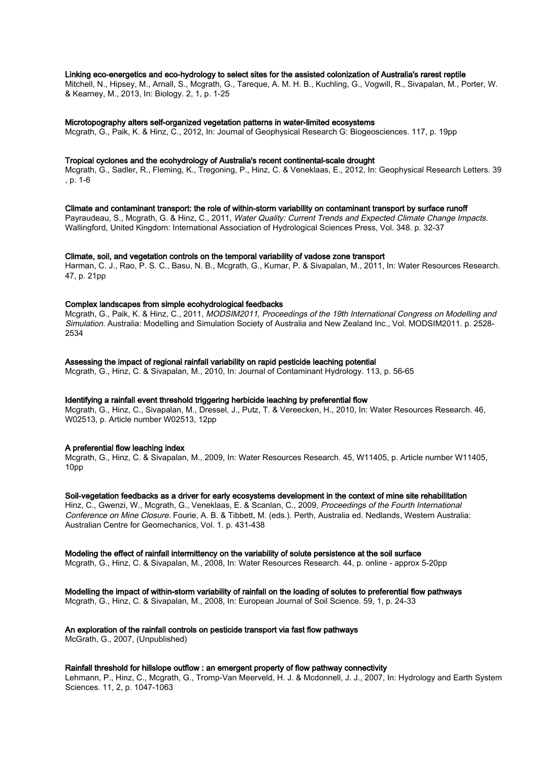**Linking eco-energetics and eco-hydrology to select sites for the assisted colonization of Australia's rarest reptile**
Mitchell, N., Hipsey, M., Arnall, S., Mcgrath, G., Tareque, A. M. H. B., Kuchling, G., Vogwill, R., Sivapalan, M., Porter, W. & Kearney, M., 2013, In: Biology. 2, 1, p. 1-25

**Microtopography alters self-organized vegetation patterns in water-limited ecosystems**
Mcgrath, G., Paik, K. & Hinz, C., 2012, In: Journal of Geophysical Research G: Biogeosciences. 117, p. 19pp

**Tropical cyclones and the ecohydrology of Australia's recent continental-scale drought**
Mcgrath, G., Sadler, R., Fleming, K., Tregoning, P., Hinz, C. & Veneklaas, E., 2012, In: Geophysical Research Letters. 39 , p. 1-6

**Climate and contaminant transport: the role of within-storm variability on contaminant transport by surface runoff**
Payraudeau, S., Mcgrath, G. & Hinz, C., 2011, *Water Quality: Current Trends and Expected Climate Change Impacts.* Wallingford, United Kingdom: International Association of Hydrological Sciences Press, Vol. 348. p. 32-37

**Climate, soil, and vegetation controls on the temporal variability of vadose zone transport**
Harman, C. J., Rao, P. S. C., Basu, N. B., Mcgrath, G., Kumar, P. & Sivapalan, M., 2011, In: Water Resources Research. 47, p. 21pp

**Complex landscapes from simple ecohydrological feedbacks**
Mcgrath, G., Paik, K. & Hinz, C., 2011, *MODSIM2011, Proceedings of the 19th International Congress on Modelling and Simulation.* Australia: Modelling and Simulation Society of Australia and New Zealand Inc., Vol. MODSIM2011. p. 2528-2534

**Assessing the impact of regional rainfall variability on rapid pesticide leaching potential**
Mcgrath, G., Hinz, C. & Sivapalan, M., 2010, In: Journal of Contaminant Hydrology. 113, p. 56-65

**Identifying a rainfall event threshold triggering herbicide leaching by preferential flow**
Mcgrath, G., Hinz, C., Sivapalan, M., Dressel, J., Putz, T. & Vereecken, H., 2010, In: Water Resources Research. 46, W02513, p. Article number W02513, 12pp

**A preferential flow leaching index**
Mcgrath, G., Hinz, C. & Sivapalan, M., 2009, In: Water Resources Research. 45, W11405, p. Article number W11405, 10pp

**Soil-vegetation feedbacks as a driver for early ecosystems development in the context of mine site rehabilitation**
Hinz, C., Gwenzi, W., Mcgrath, G., Veneklaas, E. & Scanlan, C., 2009, *Proceedings of the Fourth International Conference on Mine Closure.* Fourie, A. B. & Tibbett, M. (eds.). Perth, Australia ed. Nedlands, Western Australia: Australian Centre for Geomechanics, Vol. 1. p. 431-438

**Modeling the effect of rainfall intermittency on the variability of solute persistence at the soil surface**
Mcgrath, G., Hinz, C. & Sivapalan, M., 2008, In: Water Resources Research. 44, p. online - approx 5-20pp

**Modelling the impact of within-storm variability of rainfall on the loading of solutes to preferential flow pathways**
Mcgrath, G., Hinz, C. & Sivapalan, M., 2008, In: European Journal of Soil Science. 59, 1, p. 24-33

**An exploration of the rainfall controls on pesticide transport via fast flow pathways**
McGrath, G., 2007, (Unpublished)

**Rainfall threshold for hillslope outflow : an emergent property of flow pathway connectivity**
Lehmann, P., Hinz, C., Mcgrath, G., Tromp-Van Meerveld, H. J. & Mcdonnell, J. J., 2007, In: Hydrology and Earth System Sciences. 11, 2, p. 1047-1063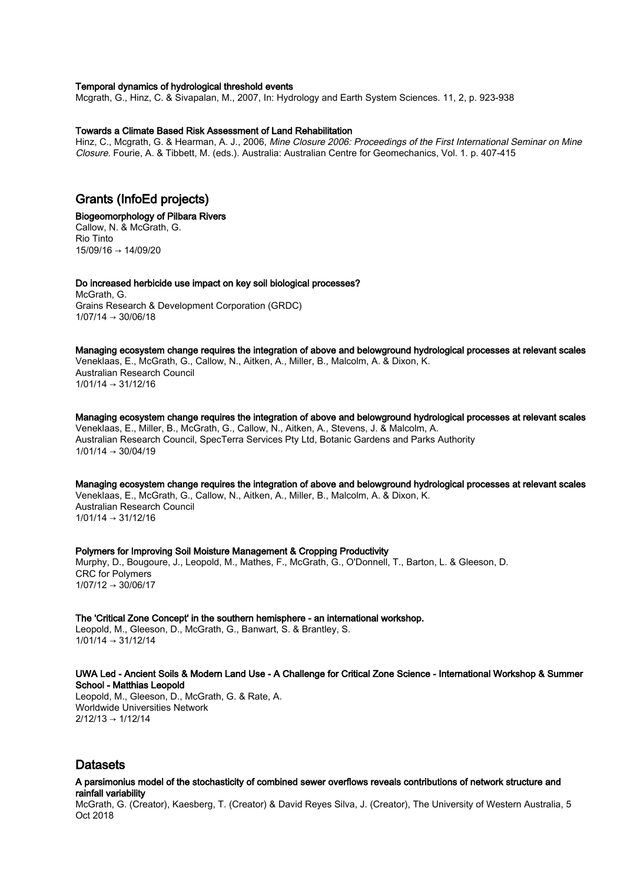**Temporal dynamics of hydrological threshold events**
Mcgrath, G., Hinz, C. & Sivapalan, M., 2007, In: Hydrology and Earth System Sciences. 11, 2, p. 923-938

**Towards a Climate Based Risk Assessment of Land Rehabilitation**
Hinz, C., Mcgrath, G. & Hearman, A. J., 2006, *Mine Closure 2006: Proceedings of the First International Seminar on Mine Closure.* Fourie, A. & Tibbett, M. (eds.). Australia: Australian Centre for Geomechanics, Vol. 1. p. 407-415

## Grants (InfoEd projects)

**Biogeomorphology of Pilbara Rivers**
Callow, N. & McGrath, G.
Rio Tinto
15/09/16 → 14/09/20

**Do increased herbicide use impact on key soil biological processes?**
McGrath, G.
Grains Research & Development Corporation (GRDC)
1/07/14 → 30/06/18

**Managing ecosystem change requires the integration of above and belowground hydrological processes at relevant scales**
Veneklaas, E., McGrath, G., Callow, N., Aitken, A., Miller, B., Malcolm, A. & Dixon, K.
Australian Research Council
1/01/14 → 31/12/16

**Managing ecosystem change requires the integration of above and belowground hydrological processes at relevant scales**
Veneklaas, E., Miller, B., McGrath, G., Callow, N., Aitken, A., Stevens, J. & Malcolm, A.
Australian Research Council, SpecTerra Services Pty Ltd, Botanic Gardens and Parks Authority
1/01/14 → 30/04/19

**Managing ecosystem change requires the integration of above and belowground hydrological processes at relevant scales**
Veneklaas, E., McGrath, G., Callow, N., Aitken, A., Miller, B., Malcolm, A. & Dixon, K.
Australian Research Council
1/01/14 → 31/12/16

**Polymers for Improving Soil Moisture Management & Cropping Productivity**
Murphy, D., Bougoure, J., Leopold, M., Mathes, F., McGrath, G., O'Donnell, T., Barton, L. & Gleeson, D.
CRC for Polymers
1/07/12 → 30/06/17

**The 'Critical Zone Concept' in the southern hemisphere - an international workshop.**
Leopold, M., Gleeson, D., McGrath, G., Banwart, S. & Brantley, S.
1/01/14 → 31/12/14

**UWA Led - Ancient Soils & Modern Land Use - A Challenge for Critical Zone Science - International Workshop & Summer School - Matthias Leopold**
Leopold, M., Gleeson, D., McGrath, G. & Rate, A.
Worldwide Universities Network
2/12/13 → 1/12/14

## Datasets

**A parsimonius model of the stochasticity of combined sewer overflows reveals contributions of network structure and rainfall variability**
McGrath, G. (Creator), Kaesberg, T. (Creator) & David Reyes Silva, J. (Creator), The University of Western Australia, 5 Oct 2018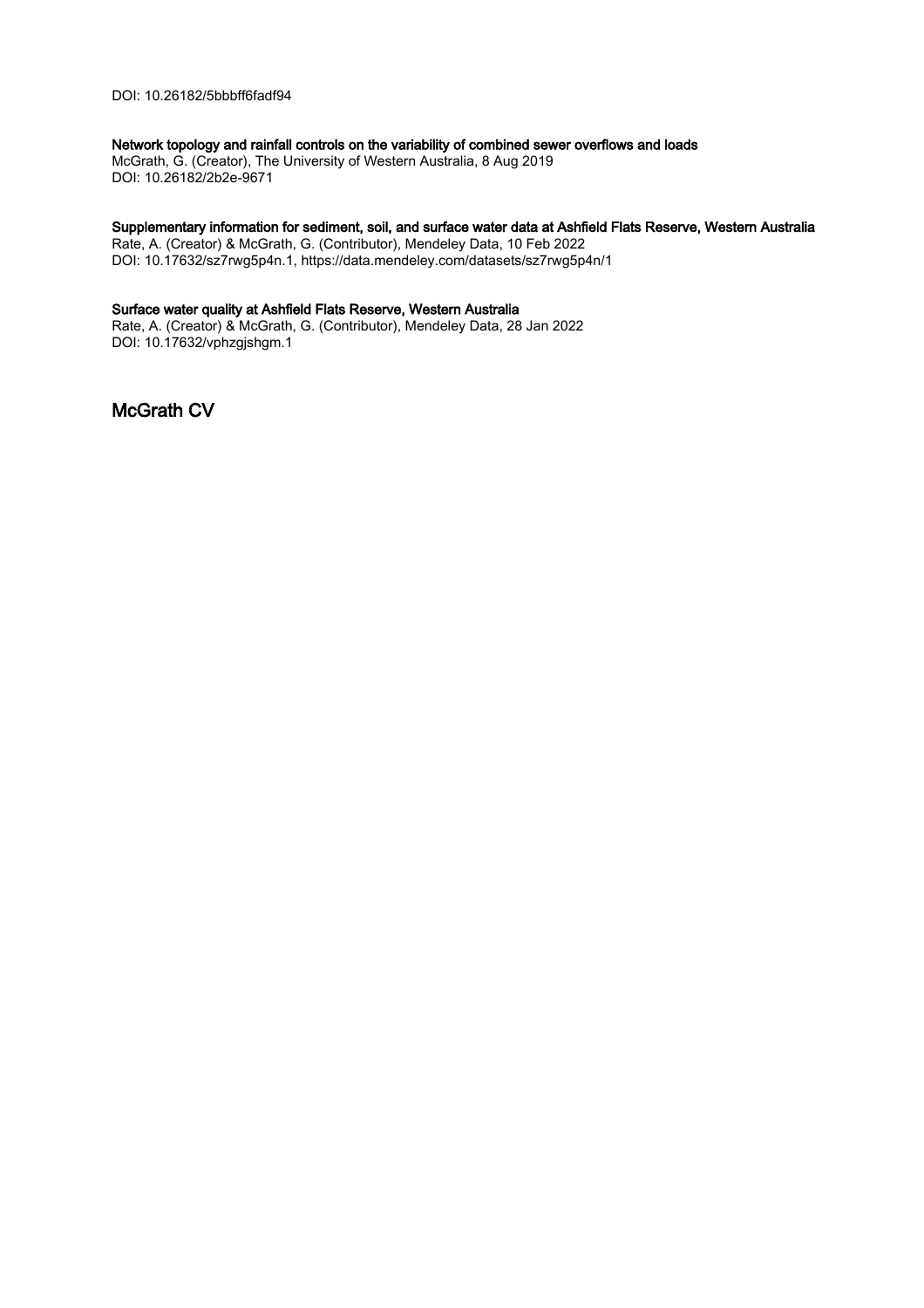DOI: 10.26182/5bbbff6fadf94

**Network topology and rainfall controls on the variability of combined sewer overflows and loads**
McGrath, G. (Creator), The University of Western Australia, 8 Aug 2019
DOI: 10.26182/2b2e-9671

**Supplementary information for sediment, soil, and surface water data at Ashfield Flats Reserve, Western Australia**
Rate, A. (Creator) & McGrath, G. (Contributor), Mendeley Data, 10 Feb 2022
DOI: 10.17632/sz7rwg5p4n.1, https://data.mendeley.com/datasets/sz7rwg5p4n/1

**Surface water quality at Ashfield Flats Reserve, Western Australia**
Rate, A. (Creator) & McGrath, G. (Contributor), Mendeley Data, 28 Jan 2022
DOI: 10.17632/vphzgjshgm.1

## McGrath CV